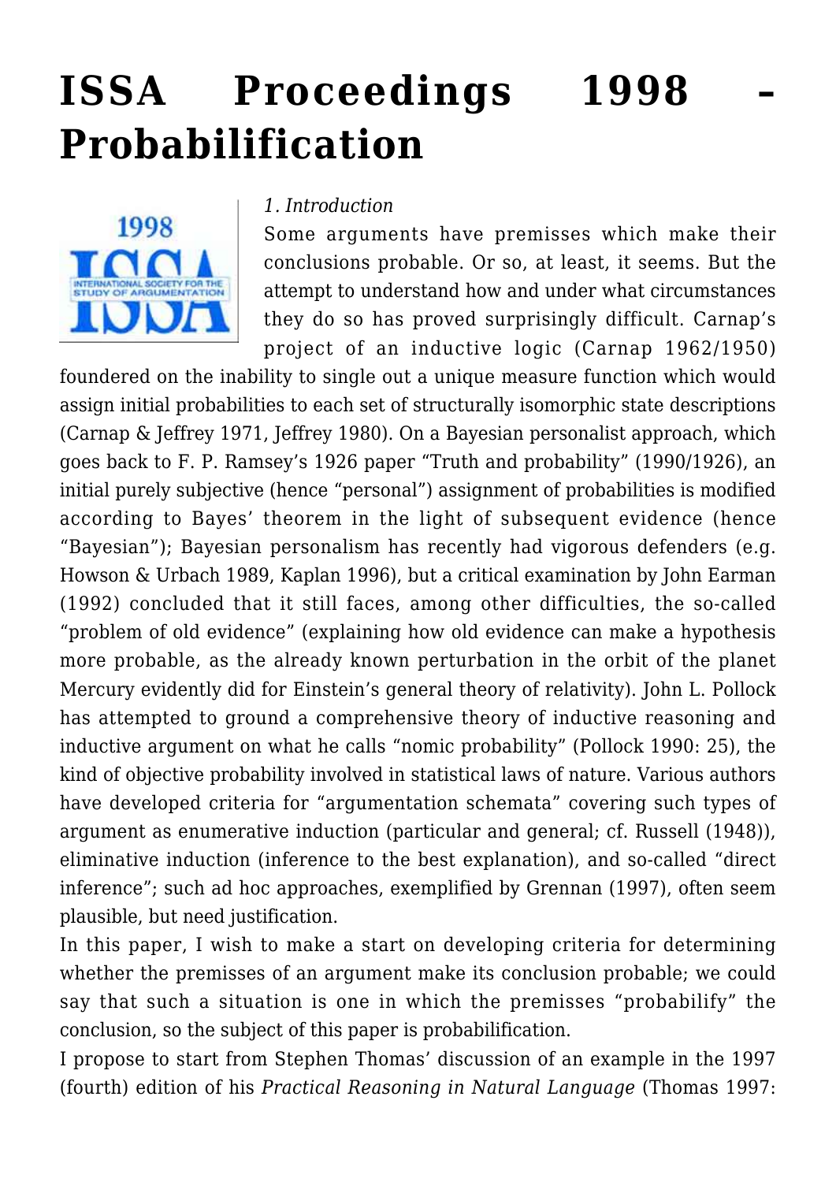# ISSA Proceedings 1998 – Probabilification

*1. Introduction*

Some arguments have premisses which make their conclusions probable. Or so, at least, it seems. But the attempt to understand how and under what circumstances they do so has proved surprisingly difficult. Carnap's project of an inductive logic (Carnap 1962/1950) foundered on the inability to single out a unique measure function which would assign initial probabilities to each set of structurally isomorphic state descriptions (Carnap & Jeffrey 1971, Jeffrey 1980). On a Bayesian personalist approach, which goes back to F. P. Ramsey's 1926 paper "Truth and probability" (1990/1926), an initial purely subjective (hence "personal") assignment of probabilities is modified according to Bayes' theorem in the light of subsequent evidence (hence "Bayesian"); Bayesian personalism has recently had vigorous defenders (e.g. Howson & Urbach 1989, Kaplan 1996), but a critical examination by John Earman (1992) concluded that it still faces, among other difficulties, the so-called "problem of old evidence" (explaining how old evidence can make a hypothesis more probable, as the already known perturbation in the orbit of the planet Mercury evidently did for Einstein's general theory of relativity). John L. Pollock has attempted to ground a comprehensive theory of inductive reasoning and inductive argument on what he calls "nomic probability" (Pollock 1990: 25), the kind of objective probability involved in statistical laws of nature. Various authors have developed criteria for "argumentation schemata" covering such types of argument as enumerative induction (particular and general; cf. Russell (1948)), eliminative induction (inference to the best explanation), and so-called "direct inference"; such ad hoc approaches, exemplified by Grennan (1997), often seem plausible, but need justification.

In this paper, I wish to make a start on developing criteria for determining whether the premisses of an argument make its conclusion probable; we could say that such a situation is one in which the premisses "probabilify" the conclusion, so the subject of this paper is probabilification.

I propose to start from Stephen Thomas' discussion of an example in the 1997 (fourth) edition of his *Practical Reasoning in Natural Language* (Thomas 1997: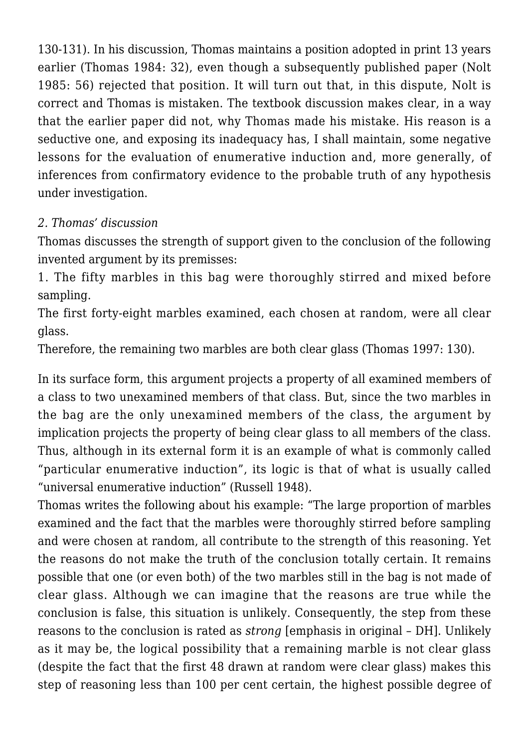130-131). In his discussion, Thomas maintains a position adopted in print 13 years earlier (Thomas 1984: 32), even though a subsequently published paper (Nolt 1985: 56) rejected that position. It will turn out that, in this dispute, Nolt is correct and Thomas is mistaken. The textbook discussion makes clear, in a way that the earlier paper did not, why Thomas made his mistake. His reason is a seductive one, and exposing its inadequacy has, I shall maintain, some negative lessons for the evaluation of enumerative induction and, more generally, of inferences from confirmatory evidence to the probable truth of any hypothesis under investigation.

*2. Thomas' discussion*

Thomas discusses the strength of support given to the conclusion of the following invented argument by its premisses:

1. The fifty marbles in this bag were thoroughly stirred and mixed before sampling.

The first forty-eight marbles examined, each chosen at random, were all clear glass.

Therefore, the remaining two marbles are both clear glass (Thomas 1997: 130).

In its surface form, this argument projects a property of all examined members of a class to two unexamined members of that class. But, since the two marbles in the bag are the only unexamined members of the class, the argument by implication projects the property of being clear glass to all members of the class. Thus, although in its external form it is an example of what is commonly called "particular enumerative induction", its logic is that of what is usually called "universal enumerative induction" (Russell 1948).

Thomas writes the following about his example: "The large proportion of marbles examined and the fact that the marbles were thoroughly stirred before sampling and were chosen at random, all contribute to the strength of this reasoning. Yet the reasons do not make the truth of the conclusion totally certain. It remains possible that one (or even both) of the two marbles still in the bag is not made of clear glass. Although we can imagine that the reasons are true while the conclusion is false, this situation is unlikely. Consequently, the step from these reasons to the conclusion is rated as *strong* [emphasis in original – DH]. Unlikely as it may be, the logical possibility that a remaining marble is not clear glass (despite the fact that the first 48 drawn at random were clear glass) makes this step of reasoning less than 100 per cent certain, the highest possible degree of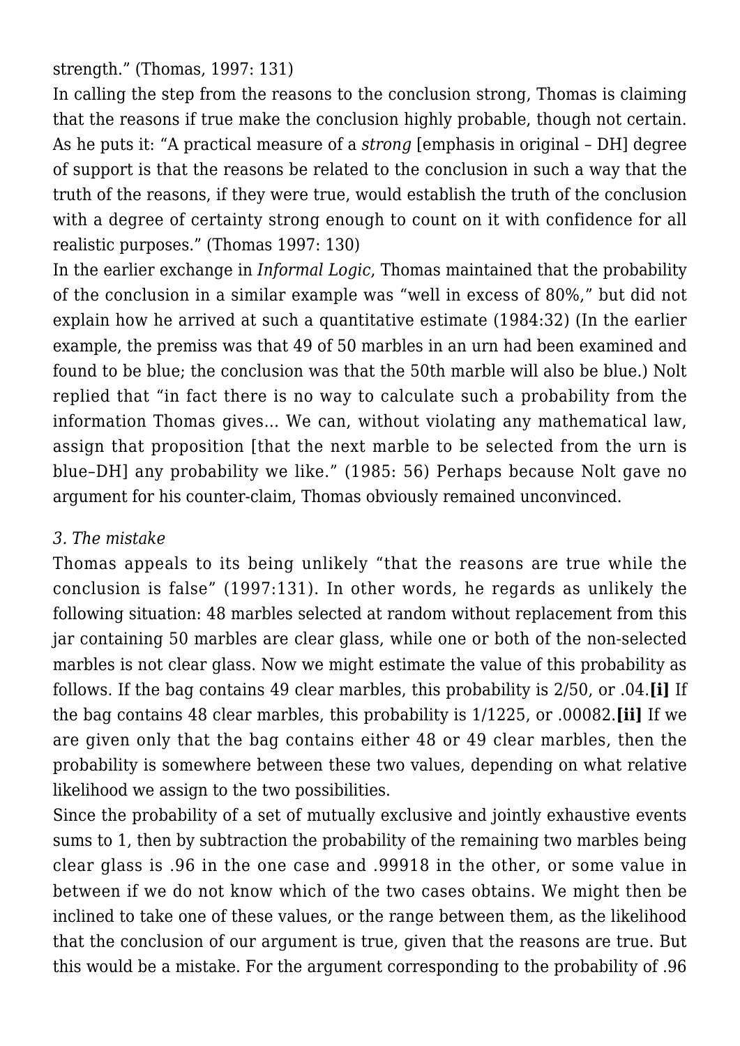strength." (Thomas, 1997: 131)

In calling the step from the reasons to the conclusion strong, Thomas is claiming that the reasons if true make the conclusion highly probable, though not certain. As he puts it: "A practical measure of a *strong* [emphasis in original – DH] degree of support is that the reasons be related to the conclusion in such a way that the truth of the reasons, if they were true, would establish the truth of the conclusion with a degree of certainty strong enough to count on it with confidence for all realistic purposes." (Thomas 1997: 130)

In the earlier exchange in *Informal Logic*, Thomas maintained that the probability of the conclusion in a similar example was "well in excess of 80%," but did not explain how he arrived at such a quantitative estimate (1984:32) (In the earlier example, the premiss was that 49 of 50 marbles in an urn had been examined and found to be blue; the conclusion was that the 50th marble will also be blue.) Nolt replied that "in fact there is no way to calculate such a probability from the information Thomas gives… We can, without violating any mathematical law, assign that proposition [that the next marble to be selected from the urn is blue–DH] any probability we like." (1985: 56) Perhaps because Nolt gave no argument for his counter-claim, Thomas obviously remained unconvinced.

### *3. The mistake*

Thomas appeals to its being unlikely "that the reasons are true while the conclusion is false" (1997:131). In other words, he regards as unlikely the following situation: 48 marbles selected at random without replacement from this jar containing 50 marbles are clear glass, while one or both of the non-selected marbles is not clear glass. Now we might estimate the value of this probability as follows. If the bag contains 49 clear marbles, this probability is 2/50, or .04.**[i]** If the bag contains 48 clear marbles, this probability is 1/1225, or .00082.**[ii]** If we are given only that the bag contains either 48 or 49 clear marbles, then the probability is somewhere between these two values, depending on what relative likelihood we assign to the two possibilities.

Since the probability of a set of mutually exclusive and jointly exhaustive events sums to 1, then by subtraction the probability of the remaining two marbles being clear glass is .96 in the one case and .99918 in the other, or some value in between if we do not know which of the two cases obtains. We might then be inclined to take one of these values, or the range between them, as the likelihood that the conclusion of our argument is true, given that the reasons are true. But this would be a mistake. For the argument corresponding to the probability of .96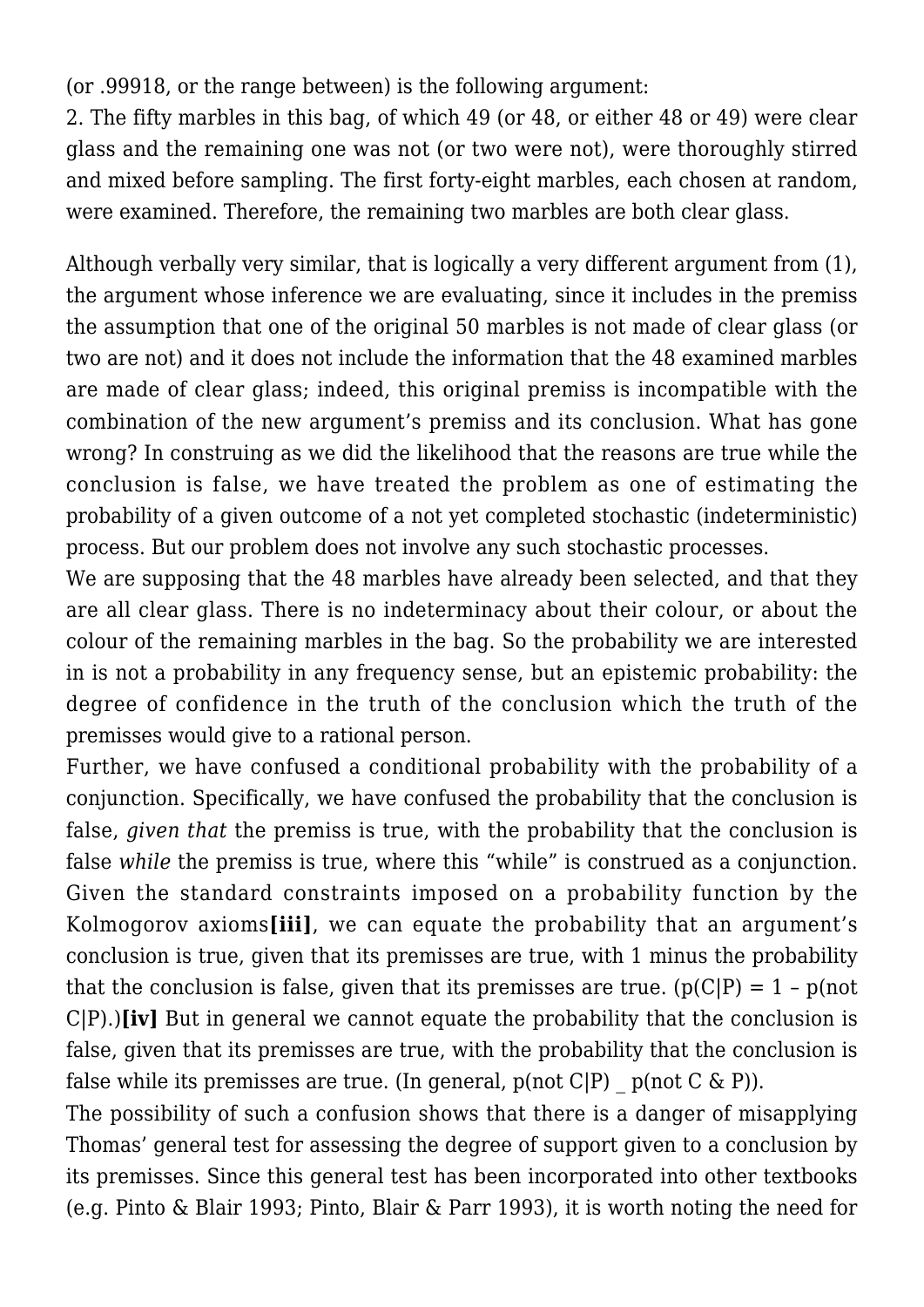(or .99918, or the range between) is the following argument:

2. The fifty marbles in this bag, of which 49 (or 48, or either 48 or 49) were clear glass and the remaining one was not (or two were not), were thoroughly stirred and mixed before sampling. The first forty-eight marbles, each chosen at random, were examined. Therefore, the remaining two marbles are both clear glass.

Although verbally very similar, that is logically a very different argument from (1), the argument whose inference we are evaluating, since it includes in the premiss the assumption that one of the original 50 marbles is not made of clear glass (or two are not) and it does not include the information that the 48 examined marbles are made of clear glass; indeed, this original premiss is incompatible with the combination of the new argument's premiss and its conclusion. What has gone wrong? In construing as we did the likelihood that the reasons are true while the conclusion is false, we have treated the problem as one of estimating the probability of a given outcome of a not yet completed stochastic (indeterministic) process. But our problem does not involve any such stochastic processes.

We are supposing that the 48 marbles have already been selected, and that they are all clear glass. There is no indeterminacy about their colour, or about the colour of the remaining marbles in the bag. So the probability we are interested in is not a probability in any frequency sense, but an epistemic probability: the degree of confidence in the truth of the conclusion which the truth of the premisses would give to a rational person.

Further, we have confused a conditional probability with the probability of a conjunction. Specifically, we have confused the probability that the conclusion is false, *given that* the premiss is true, with the probability that the conclusion is false *while* the premiss is true, where this "while" is construed as a conjunction. Given the standard constraints imposed on a probability function by the Kolmogorov axioms**[iii]**, we can equate the probability that an argument's conclusion is true, given that its premisses are true, with 1 minus the probability that the conclusion is false, given that its premisses are true. ($p(C|P) = 1 – p(\text{not } C|P)$.)**[iv]** But in general we cannot equate the probability that the conclusion is false, given that its premisses are true, with the probability that the conclusion is false while its premisses are true. (In general, p(not C|P) _ p(not C & P)).

The possibility of such a confusion shows that there is a danger of misapplying Thomas' general test for assessing the degree of support given to a conclusion by its premisses. Since this general test has been incorporated into other textbooks (e.g. Pinto & Blair 1993; Pinto, Blair & Parr 1993), it is worth noting the need for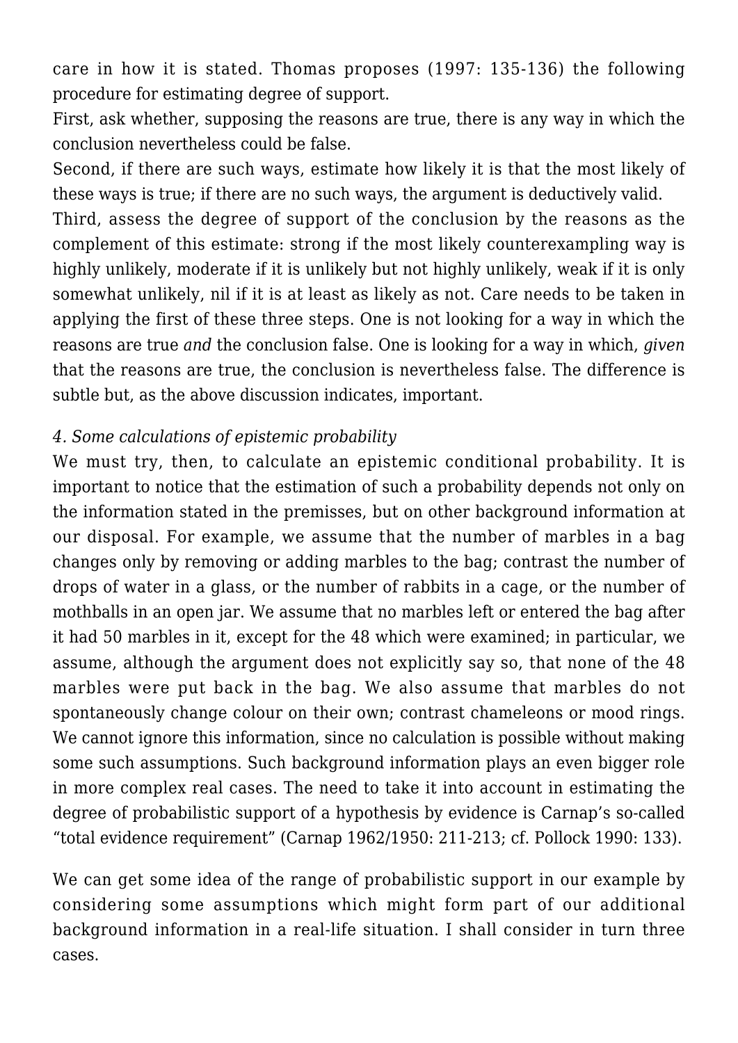care in how it is stated. Thomas proposes (1997: 135-136) the following procedure for estimating degree of support.

First, ask whether, supposing the reasons are true, there is any way in which the conclusion nevertheless could be false.

Second, if there are such ways, estimate how likely it is that the most likely of these ways is true; if there are no such ways, the argument is deductively valid.

Third, assess the degree of support of the conclusion by the reasons as the complement of this estimate: strong if the most likely counterexampling way is highly unlikely, moderate if it is unlikely but not highly unlikely, weak if it is only somewhat unlikely, nil if it is at least as likely as not. Care needs to be taken in applying the first of these three steps. One is not looking for a way in which the reasons are true *and* the conclusion false. One is looking for a way in which, *given* that the reasons are true, the conclusion is nevertheless false. The difference is subtle but, as the above discussion indicates, important.

### *4. Some calculations of epistemic probability*

We must try, then, to calculate an epistemic conditional probability. It is important to notice that the estimation of such a probability depends not only on the information stated in the premisses, but on other background information at our disposal. For example, we assume that the number of marbles in a bag changes only by removing or adding marbles to the bag; contrast the number of drops of water in a glass, or the number of rabbits in a cage, or the number of mothballs in an open jar. We assume that no marbles left or entered the bag after it had 50 marbles in it, except for the 48 which were examined; in particular, we assume, although the argument does not explicitly say so, that none of the 48 marbles were put back in the bag. We also assume that marbles do not spontaneously change colour on their own; contrast chameleons or mood rings. We cannot ignore this information, since no calculation is possible without making some such assumptions. Such background information plays an even bigger role in more complex real cases. The need to take it into account in estimating the degree of probabilistic support of a hypothesis by evidence is Carnap's so-called "total evidence requirement" (Carnap 1962/1950: 211-213; cf. Pollock 1990: 133).

We can get some idea of the range of probabilistic support in our example by considering some assumptions which might form part of our additional background information in a real-life situation. I shall consider in turn three cases.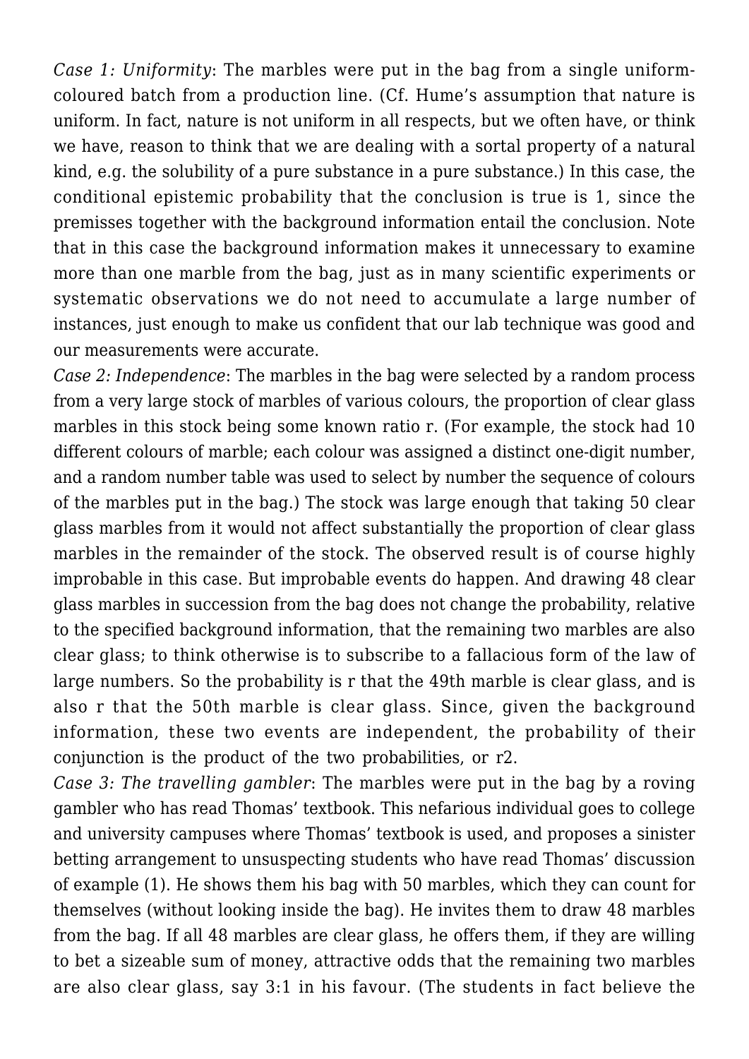*Case 1: Uniformity*: The marbles were put in the bag from a single uniform-coloured batch from a production line. (Cf. Hume's assumption that nature is uniform. In fact, nature is not uniform in all respects, but we often have, or think we have, reason to think that we are dealing with a sortal property of a natural kind, e.g. the solubility of a pure substance in a pure substance.) In this case, the conditional epistemic probability that the conclusion is true is 1, since the premisses together with the background information entail the conclusion. Note that in this case the background information makes it unnecessary to examine more than one marble from the bag, just as in many scientific experiments or systematic observations we do not need to accumulate a large number of instances, just enough to make us confident that our lab technique was good and our measurements were accurate.

*Case 2: Independence*: The marbles in the bag were selected by a random process from a very large stock of marbles of various colours, the proportion of clear glass marbles in this stock being some known ratio r. (For example, the stock had 10 different colours of marble; each colour was assigned a distinct one-digit number, and a random number table was used to select by number the sequence of colours of the marbles put in the bag.) The stock was large enough that taking 50 clear glass marbles from it would not affect substantially the proportion of clear glass marbles in the remainder of the stock. The observed result is of course highly improbable in this case. But improbable events do happen. And drawing 48 clear glass marbles in succession from the bag does not change the probability, relative to the specified background information, that the remaining two marbles are also clear glass; to think otherwise is to subscribe to a fallacious form of the law of large numbers. So the probability is r that the 49th marble is clear glass, and is also r that the 50th marble is clear glass. Since, given the background information, these two events are independent, the probability of their conjunction is the product of the two probabilities, or $r^2$.

*Case 3: The travelling gambler*: The marbles were put in the bag by a roving gambler who has read Thomas' textbook. This nefarious individual goes to college and university campuses where Thomas' textbook is used, and proposes a sinister betting arrangement to unsuspecting students who have read Thomas' discussion of example (1). He shows them his bag with 50 marbles, which they can count for themselves (without looking inside the bag). He invites them to draw 48 marbles from the bag. If all 48 marbles are clear glass, he offers them, if they are willing to bet a sizeable sum of money, attractive odds that the remaining two marbles are also clear glass, say 3:1 in his favour. (The students in fact believe the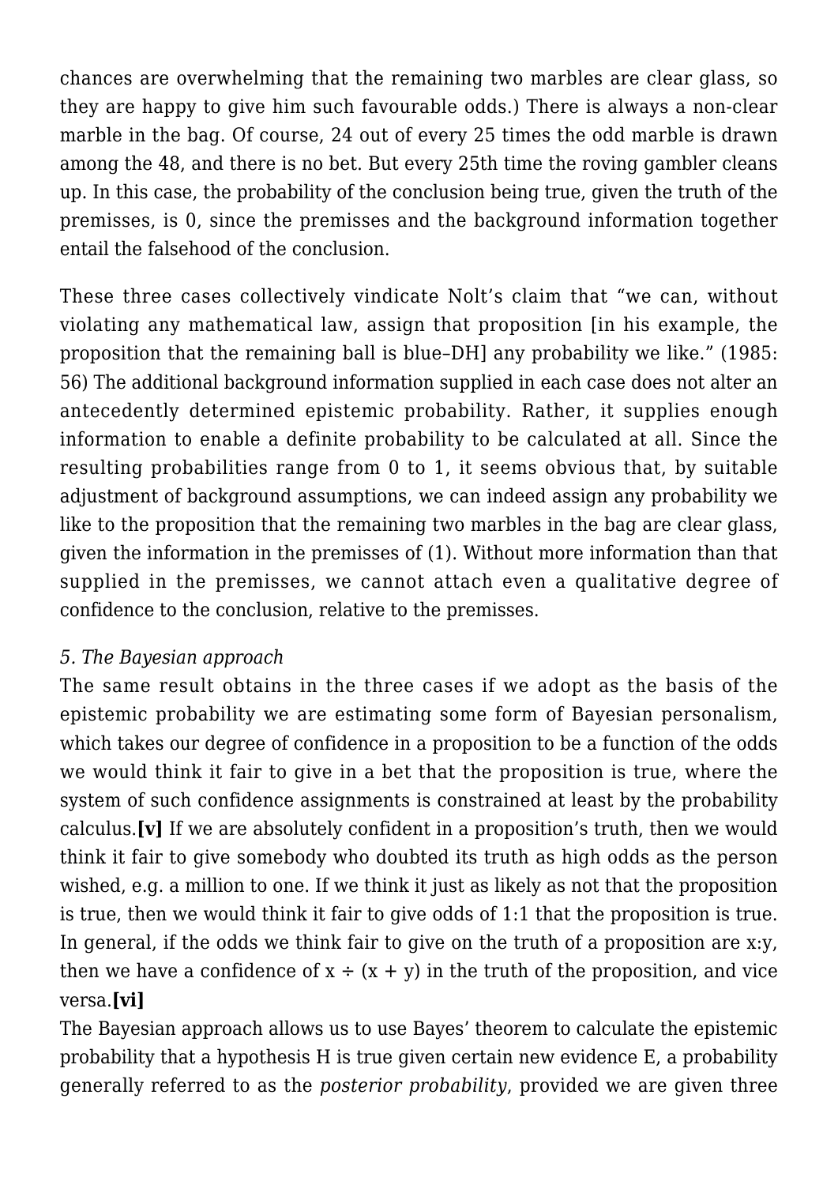chances are overwhelming that the remaining two marbles are clear glass, so they are happy to give him such favourable odds.) There is always a non-clear marble in the bag. Of course, 24 out of every 25 times the odd marble is drawn among the 48, and there is no bet. But every 25th time the roving gambler cleans up. In this case, the probability of the conclusion being true, given the truth of the premisses, is 0, since the premisses and the background information together entail the falsehood of the conclusion.

These three cases collectively vindicate Nolt's claim that "we can, without violating any mathematical law, assign that proposition [in his example, the proposition that the remaining ball is blue–DH] any probability we like." (1985: 56) The additional background information supplied in each case does not alter an antecedently determined epistemic probability. Rather, it supplies enough information to enable a definite probability to be calculated at all. Since the resulting probabilities range from 0 to 1, it seems obvious that, by suitable adjustment of background assumptions, we can indeed assign any probability we like to the proposition that the remaining two marbles in the bag are clear glass, given the information in the premisses of (1). Without more information than that supplied in the premisses, we cannot attach even a qualitative degree of confidence to the conclusion, relative to the premisses.

*5. The Bayesian approach*

The same result obtains in the three cases if we adopt as the basis of the epistemic probability we are estimating some form of Bayesian personalism, which takes our degree of confidence in a proposition to be a function of the odds we would think it fair to give in a bet that the proposition is true, where the system of such confidence assignments is constrained at least by the probability calculus.**[v]** If we are absolutely confident in a proposition's truth, then we would think it fair to give somebody who doubted its truth as high odds as the person wished, e.g. a million to one. If we think it just as likely as not that the proposition is true, then we would think it fair to give odds of 1:1 that the proposition is true. In general, if the odds we think fair to give on the truth of a proposition are x:y, then we have a confidence of $x \div (x + y)$ in the truth of the proposition, and vice versa.**[vi]**

The Bayesian approach allows us to use Bayes' theorem to calculate the epistemic probability that a hypothesis H is true given certain new evidence E, a probability generally referred to as the *posterior probability*, provided we are given three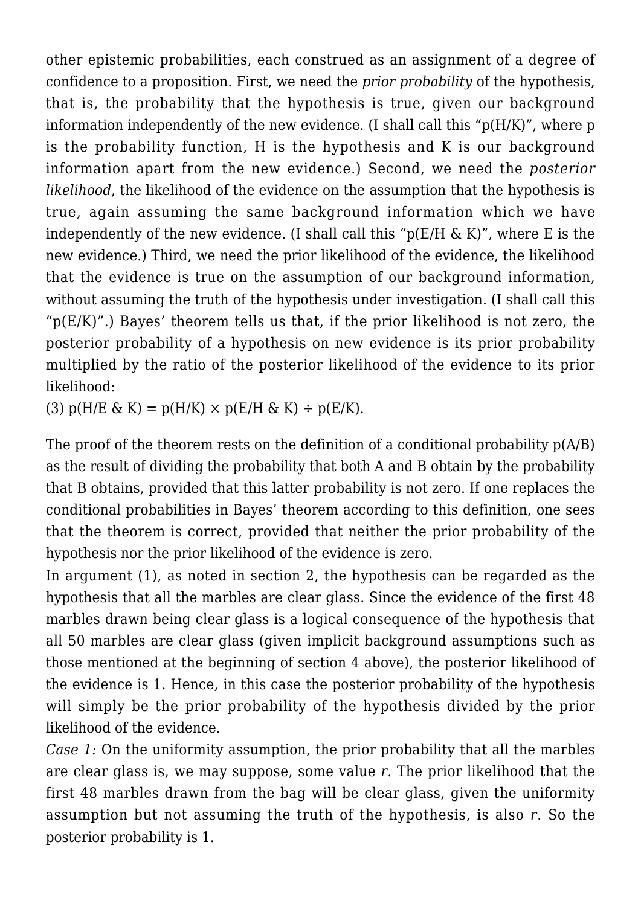other epistemic probabilities, each construed as an assignment of a degree of confidence to a proposition. First, we need the *prior probability* of the hypothesis, that is, the probability that the hypothesis is true, given our background information independently of the new evidence. (I shall call this "p(H/K)", where p is the probability function, H is the hypothesis and K is our background information apart from the new evidence.) Second, we need the *posterior likelihood*, the likelihood of the evidence on the assumption that the hypothesis is true, again assuming the same background information which we have independently of the new evidence. (I shall call this "p(E/H & K)", where E is the new evidence.) Third, we need the prior likelihood of the evidence, the likelihood that the evidence is true on the assumption of our background information, without assuming the truth of the hypothesis under investigation. (I shall call this "p(E/K)".) Bayes' theorem tells us that, if the prior likelihood is not zero, the posterior probability of a hypothesis on new evidence is its prior probability multiplied by the ratio of the posterior likelihood of the evidence to its prior likelihood:

(3) $p(H/E \& K) = p(H/K) \times p(E/H \& K) \div p(E/K)$.

The proof of the theorem rests on the definition of a conditional probability p(A/B) as the result of dividing the probability that both A and B obtain by the probability that B obtains, provided that this latter probability is not zero. If one replaces the conditional probabilities in Bayes' theorem according to this definition, one sees that the theorem is correct, provided that neither the prior probability of the hypothesis nor the prior likelihood of the evidence is zero.

In argument (1), as noted in section 2, the hypothesis can be regarded as the hypothesis that all the marbles are clear glass. Since the evidence of the first 48 marbles drawn being clear glass is a logical consequence of the hypothesis that all 50 marbles are clear glass (given implicit background assumptions such as those mentioned at the beginning of section 4 above), the posterior likelihood of the evidence is 1. Hence, in this case the posterior probability of the hypothesis will simply be the prior probability of the hypothesis divided by the prior likelihood of the evidence.

*Case 1:* On the uniformity assumption, the prior probability that all the marbles are clear glass is, we may suppose, some value $r$. The prior likelihood that the first 48 marbles drawn from the bag will be clear glass, given the uniformity assumption but not assuming the truth of the hypothesis, is also $r$. So the posterior probability is 1.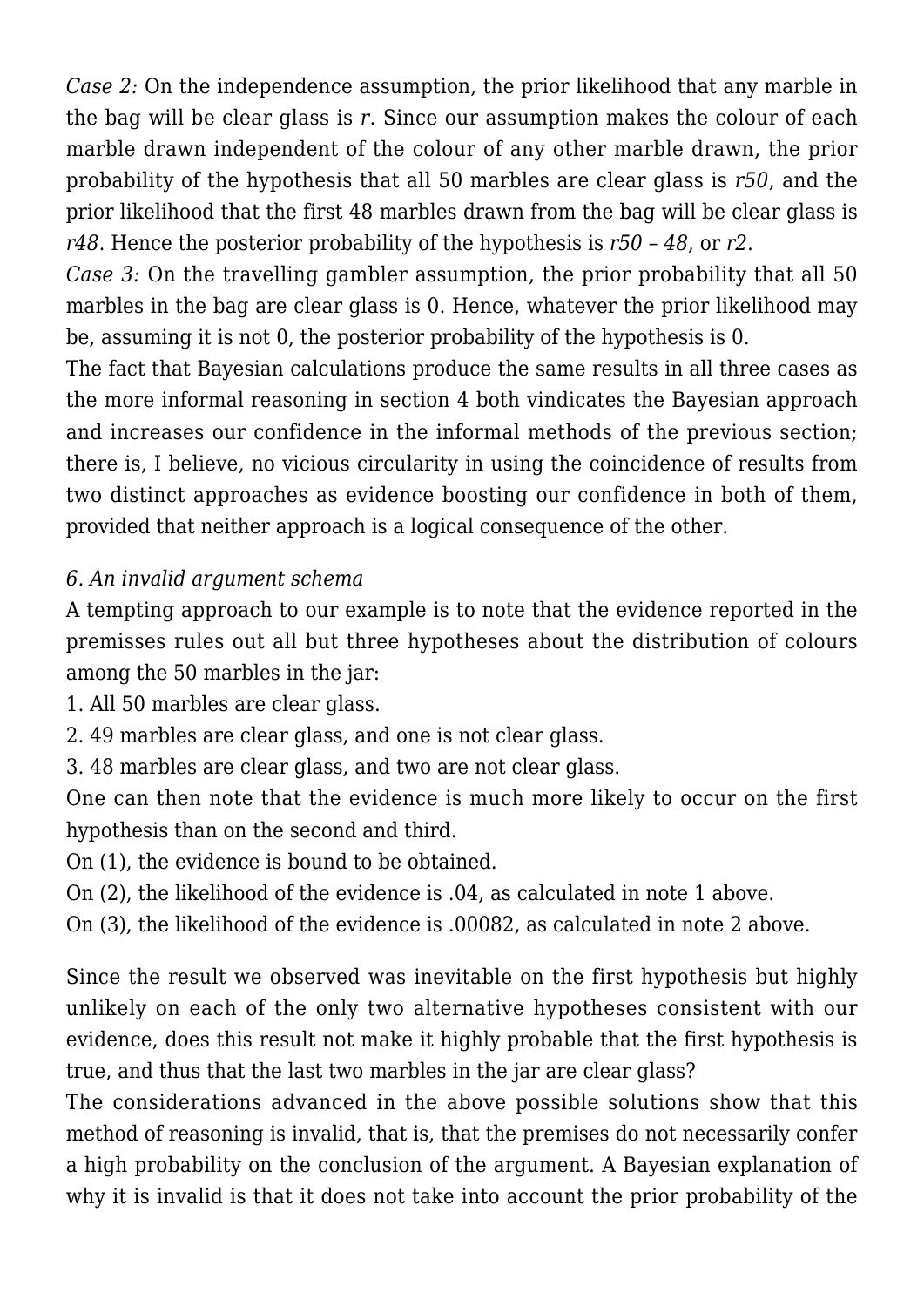*Case 2:* On the independence assumption, the prior likelihood that any marble in the bag will be clear glass is *r*. Since our assumption makes the colour of each marble drawn independent of the colour of any other marble drawn, the prior probability of the hypothesis that all 50 marbles are clear glass is $r^{50}$, and the prior likelihood that the first 48 marbles drawn from the bag will be clear glass is $r^{48}$. Hence the posterior probability of the hypothesis is $r^{50-48}$, or $r^{2}$.

*Case 3:* On the travelling gambler assumption, the prior probability that all 50 marbles in the bag are clear glass is 0. Hence, whatever the prior likelihood may be, assuming it is not 0, the posterior probability of the hypothesis is 0.

The fact that Bayesian calculations produce the same results in all three cases as the more informal reasoning in section 4 both vindicates the Bayesian approach and increases our confidence in the informal methods of the previous section; there is, I believe, no vicious circularity in using the coincidence of results from two distinct approaches as evidence boosting our confidence in both of them, provided that neither approach is a logical consequence of the other.

## *6. An invalid argument schema*

A tempting approach to our example is to note that the evidence reported in the premisses rules out all but three hypotheses about the distribution of colours among the 50 marbles in the jar:

1. All 50 marbles are clear glass.
2. 49 marbles are clear glass, and one is not clear glass.
3. 48 marbles are clear glass, and two are not clear glass.

One can then note that the evidence is much more likely to occur on the first hypothesis than on the second and third.

On (1), the evidence is bound to be obtained.

On (2), the likelihood of the evidence is .04, as calculated in note 1 above.

On (3), the likelihood of the evidence is .00082, as calculated in note 2 above.

Since the result we observed was inevitable on the first hypothesis but highly unlikely on each of the only two alternative hypotheses consistent with our evidence, does this result not make it highly probable that the first hypothesis is true, and thus that the last two marbles in the jar are clear glass?

The considerations advanced in the above possible solutions show that this method of reasoning is invalid, that is, that the premises do not necessarily confer a high probability on the conclusion of the argument. A Bayesian explanation of why it is invalid is that it does not take into account the prior probability of the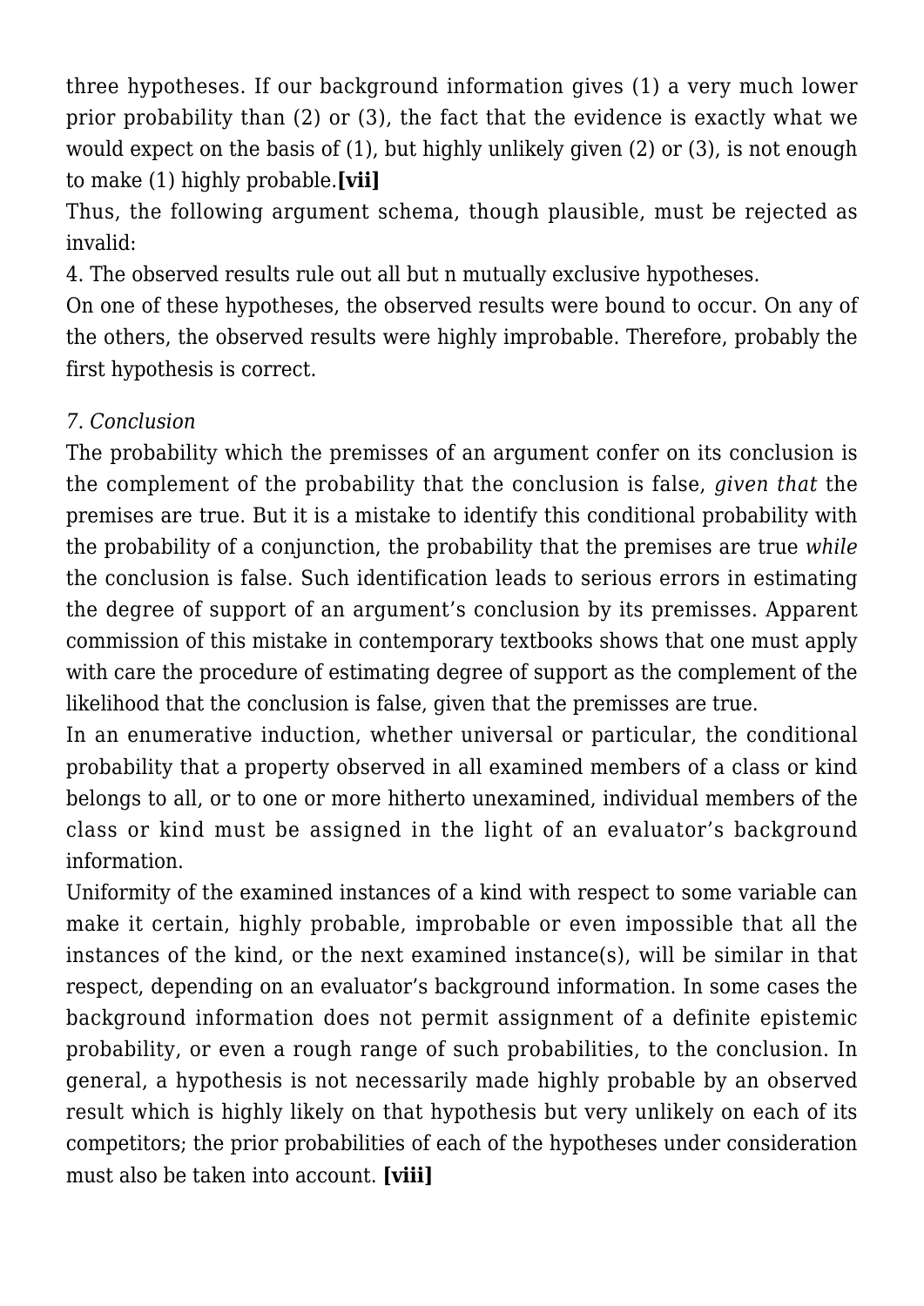three hypotheses. If our background information gives (1) a very much lower prior probability than (2) or (3), the fact that the evidence is exactly what we would expect on the basis of (1), but highly unlikely given (2) or (3), is not enough to make (1) highly probable.**[vii]**

Thus, the following argument schema, though plausible, must be rejected as invalid:

4. The observed results rule out all but n mutually exclusive hypotheses.

On one of these hypotheses, the observed results were bound to occur. On any of the others, the observed results were highly improbable. Therefore, probably the first hypothesis is correct.

*7. Conclusion*

The probability which the premisses of an argument confer on its conclusion is the complement of the probability that the conclusion is false, *given that* the premises are true. But it is a mistake to identify this conditional probability with the probability of a conjunction, the probability that the premises are true *while* the conclusion is false. Such identification leads to serious errors in estimating the degree of support of an argument's conclusion by its premisses. Apparent commission of this mistake in contemporary textbooks shows that one must apply with care the procedure of estimating degree of support as the complement of the likelihood that the conclusion is false, given that the premisses are true.

In an enumerative induction, whether universal or particular, the conditional probability that a property observed in all examined members of a class or kind belongs to all, or to one or more hitherto unexamined, individual members of the class or kind must be assigned in the light of an evaluator's background information.

Uniformity of the examined instances of a kind with respect to some variable can make it certain, highly probable, improbable or even impossible that all the instances of the kind, or the next examined instance(s), will be similar in that respect, depending on an evaluator's background information. In some cases the background information does not permit assignment of a definite epistemic probability, or even a rough range of such probabilities, to the conclusion. In general, a hypothesis is not necessarily made highly probable by an observed result which is highly likely on that hypothesis but very unlikely on each of its competitors; the prior probabilities of each of the hypotheses under consideration must also be taken into account. **[viii]**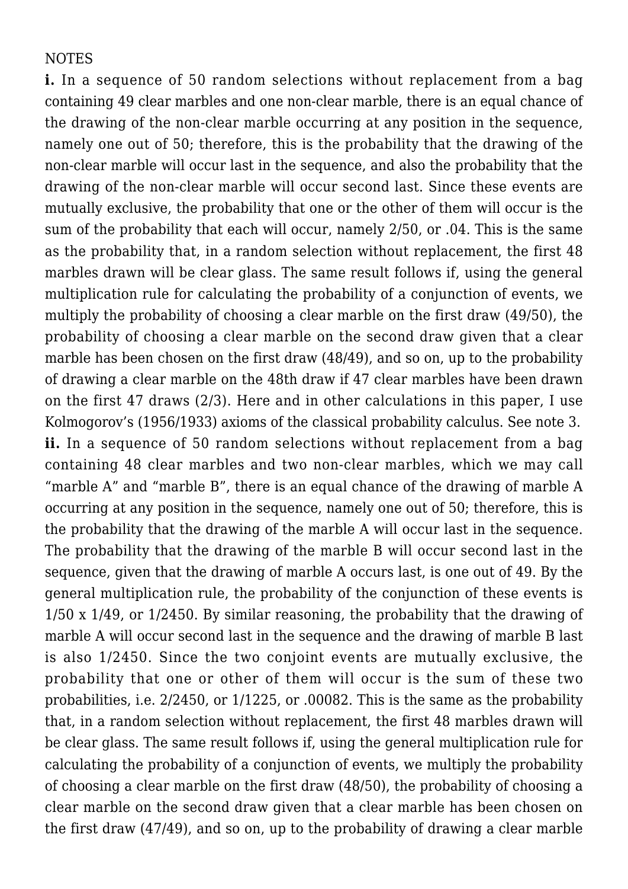NOTES

**i.** In a sequence of 50 random selections without replacement from a bag containing 49 clear marbles and one non-clear marble, there is an equal chance of the drawing of the non-clear marble occurring at any position in the sequence, namely one out of 50; therefore, this is the probability that the drawing of the non-clear marble will occur last in the sequence, and also the probability that the drawing of the non-clear marble will occur second last. Since these events are mutually exclusive, the probability that one or the other of them will occur is the sum of the probability that each will occur, namely 2/50, or .04. This is the same as the probability that, in a random selection without replacement, the first 48 marbles drawn will be clear glass. The same result follows if, using the general multiplication rule for calculating the probability of a conjunction of events, we multiply the probability of choosing a clear marble on the first draw (49/50), the probability of choosing a clear marble on the second draw given that a clear marble has been chosen on the first draw (48/49), and so on, up to the probability of drawing a clear marble on the 48th draw if 47 clear marbles have been drawn on the first 47 draws (2/3). Here and in other calculations in this paper, I use Kolmogorov's (1956/1933) axioms of the classical probability calculus. See note 3.

**ii.** In a sequence of 50 random selections without replacement from a bag containing 48 clear marbles and two non-clear marbles, which we may call "marble A" and "marble B", there is an equal chance of the drawing of marble A occurring at any position in the sequence, namely one out of 50; therefore, this is the probability that the drawing of the marble A will occur last in the sequence. The probability that the drawing of the marble B will occur second last in the sequence, given that the drawing of marble A occurs last, is one out of 49. By the general multiplication rule, the probability of the conjunction of these events is 1/50 x 1/49, or 1/2450. By similar reasoning, the probability that the drawing of marble A will occur second last in the sequence and the drawing of marble B last is also 1/2450. Since the two conjoint events are mutually exclusive, the probability that one or other of them will occur is the sum of these two probabilities, i.e. 2/2450, or 1/1225, or .00082. This is the same as the probability that, in a random selection without replacement, the first 48 marbles drawn will be clear glass. The same result follows if, using the general multiplication rule for calculating the probability of a conjunction of events, we multiply the probability of choosing a clear marble on the first draw (48/50), the probability of choosing a clear marble on the second draw given that a clear marble has been chosen on the first draw (47/49), and so on, up to the probability of drawing a clear marble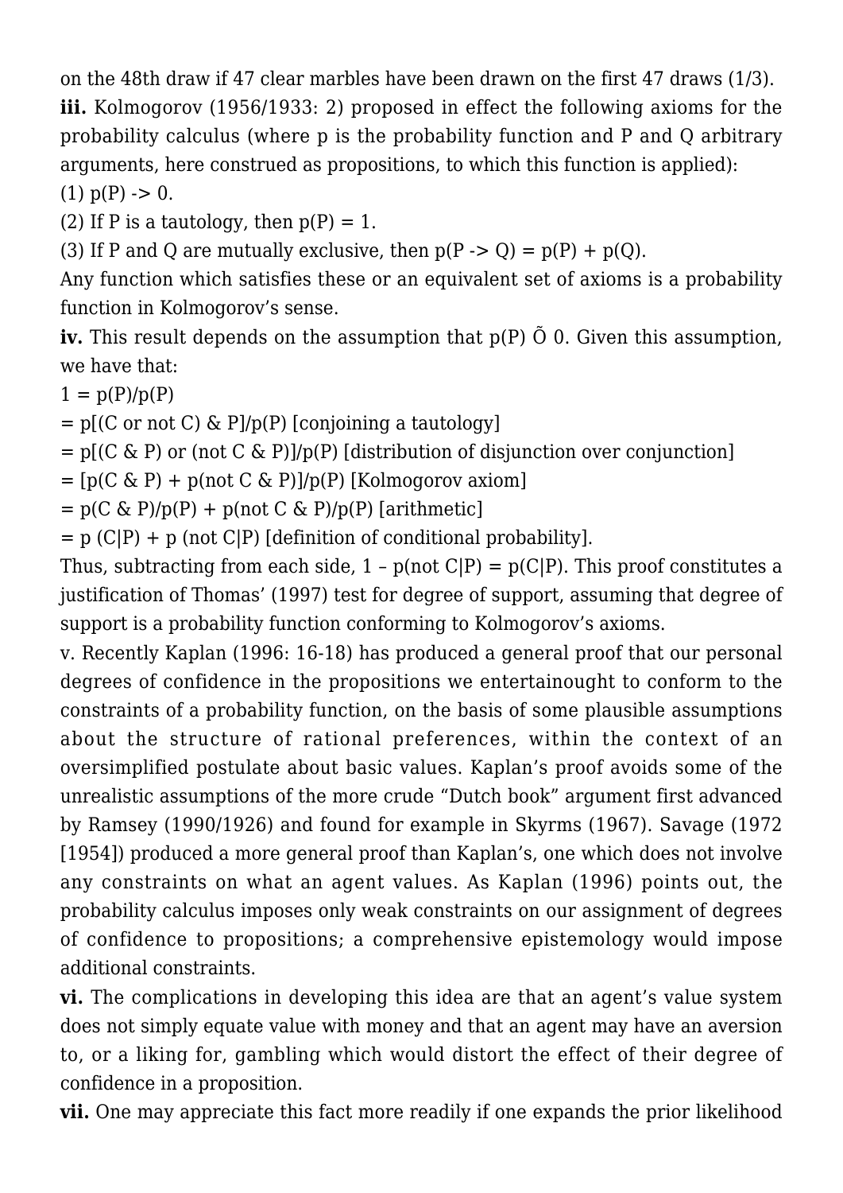on the 48th draw if 47 clear marbles have been drawn on the first 47 draws (1/3).

**iii.** Kolmogorov (1956/1933: 2) proposed in effect the following axioms for the probability calculus (where p is the probability function and P and Q arbitrary arguments, here construed as propositions, to which this function is applied):

(1) p(P) -> 0.

(2) If P is a tautology, then p(P) = 1.

(3) If P and Q are mutually exclusive, then p(P -> Q) = p(P) + p(Q).

Any function which satisfies these or an equivalent set of axioms is a probability function in Kolmogorov's sense.

**iv.** This result depends on the assumption that p(P) Õ 0. Given this assumption, we have that:

1 = p(P)/p(P)

= p[(C or not C) & P]/p(P) [conjoining a tautology]

= p[(C & P) or (not C & P)]/p(P) [distribution of disjunction over conjunction]

= [p(C & P) + p(not C & P)]/p(P) [Kolmogorov axiom]

= p(C & P)/p(P) + p(not C & P)/p(P) [arithmetic]

= p (C|P) + p (not C|P) [definition of conditional probability].

Thus, subtracting from each side, 1 – p(not C|P) = p(C|P). This proof constitutes a justification of Thomas' (1997) test for degree of support, assuming that degree of support is a probability function conforming to Kolmogorov's axioms.

v. Recently Kaplan (1996: 16-18) has produced a general proof that our personal degrees of confidence in the propositions we entertainought to conform to the constraints of a probability function, on the basis of some plausible assumptions about the structure of rational preferences, within the context of an oversimplified postulate about basic values. Kaplan's proof avoids some of the unrealistic assumptions of the more crude "Dutch book" argument first advanced by Ramsey (1990/1926) and found for example in Skyrms (1967). Savage (1972 [1954]) produced a more general proof than Kaplan's, one which does not involve any constraints on what an agent values. As Kaplan (1996) points out, the probability calculus imposes only weak constraints on our assignment of degrees of confidence to propositions; a comprehensive epistemology would impose additional constraints.

**vi.** The complications in developing this idea are that an agent's value system does not simply equate value with money and that an agent may have an aversion to, or a liking for, gambling which would distort the effect of their degree of confidence in a proposition.

**vii.** One may appreciate this fact more readily if one expands the prior likelihood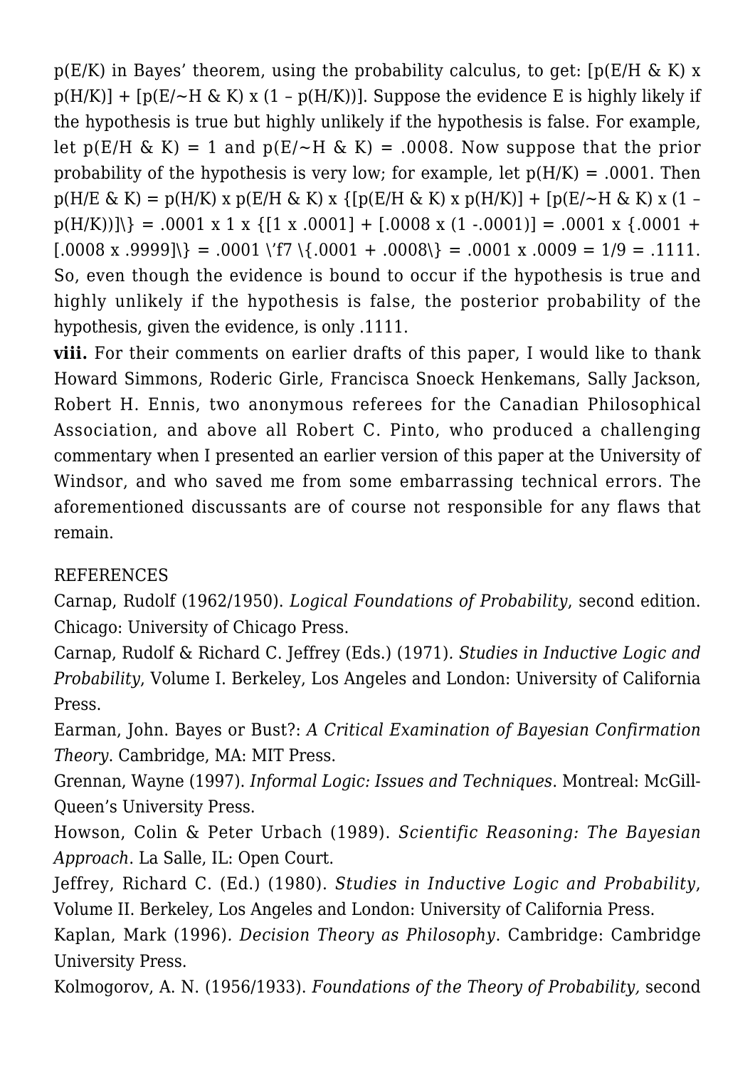$p(E/K)$ in Bayes' theorem, using the probability calculus, to get: $[p(E/H \& K) \times p(H/K)] + [p(E/{\sim}H \& K) \times (1 - p(H/K))]$. Suppose the evidence E is highly likely if the hypothesis is true but highly unlikely if the hypothesis is false. For example, let $p(E/H \& K) = 1$ and $p(E/{\sim}H \& K) = .0008$. Now suppose that the prior probability of the hypothesis is very low; for example, let $p(H/K) = .0001$. Then $p(H/E \& K) = p(H/K) \times p(E/H \& K) \times \{[p(E/H \& K) \times p(H/K)] + [p(E/{\sim}H \& K) \times (1 - p(H/K))]\backslash\} = .0001 \times 1 \times \{[1 \times .0001] + [.0008 \times (1 -.0001)] = .0001 \times \{.0001 + [.0008 \times .9999]\backslash\} = .0001$ \'f7 \{.0001 + .0008\} $= .0001 \times .0009 = 1/9 = .1111$. So, even though the evidence is bound to occur if the hypothesis is true and highly unlikely if the hypothesis is false, the posterior probability of the hypothesis, given the evidence, is only .1111.

**viii.** For their comments on earlier drafts of this paper, I would like to thank Howard Simmons, Roderic Girle, Francisca Snoeck Henkemans, Sally Jackson, Robert H. Ennis, two anonymous referees for the Canadian Philosophical Association, and above all Robert C. Pinto, who produced a challenging commentary when I presented an earlier version of this paper at the University of Windsor, and who saved me from some embarrassing technical errors. The aforementioned discussants are of course not responsible for any flaws that remain.

REFERENCES

Carnap, Rudolf (1962/1950). *Logical Foundations of Probability*, second edition. Chicago: University of Chicago Press.

Carnap, Rudolf & Richard C. Jeffrey (Eds.) (1971). *Studies in Inductive Logic and Probability*, Volume I. Berkeley, Los Angeles and London: University of California Press.

Earman, John. Bayes or Bust?: *A Critical Examination of Bayesian Confirmation Theory*. Cambridge, MA: MIT Press.

Grennan, Wayne (1997). *Informal Logic: Issues and Techniques*. Montreal: McGill-Queen's University Press.

Howson, Colin & Peter Urbach (1989). *Scientific Reasoning: The Bayesian Approach*. La Salle, IL: Open Court.

Jeffrey, Richard C. (Ed.) (1980). *Studies in Inductive Logic and Probability*, Volume II. Berkeley, Los Angeles and London: University of California Press.

Kaplan, Mark (1996). *Decision Theory as Philosophy*. Cambridge: Cambridge University Press.

Kolmogorov, A. N. (1956/1933). *Foundations of the Theory of Probability,* second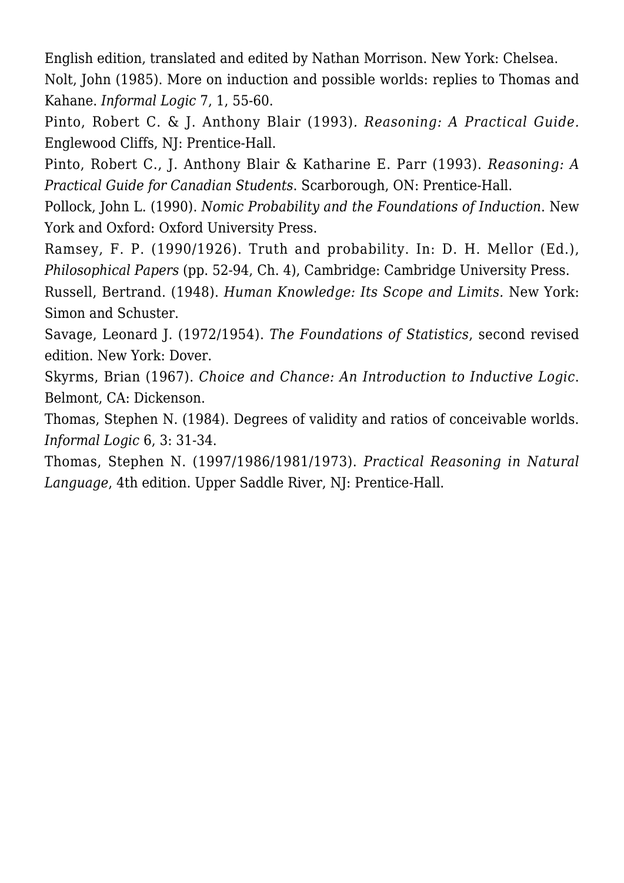English edition, translated and edited by Nathan Morrison. New York: Chelsea.

Nolt, John (1985). More on induction and possible worlds: replies to Thomas and Kahane. *Informal Logic* 7, 1, 55-60.

Pinto, Robert C. & J. Anthony Blair (1993). *Reasoning: A Practical Guide.* Englewood Cliffs, NJ: Prentice-Hall.

Pinto, Robert C., J. Anthony Blair & Katharine E. Parr (1993). *Reasoning: A Practical Guide for Canadian Students*. Scarborough, ON: Prentice-Hall.

Pollock, John L. (1990). *Nomic Probability and the Foundations of Induction*. New York and Oxford: Oxford University Press.

Ramsey, F. P. (1990/1926). Truth and probability. In: D. H. Mellor (Ed.), *Philosophical Papers* (pp. 52-94, Ch. 4), Cambridge: Cambridge University Press.

Russell, Bertrand. (1948). *Human Knowledge: Its Scope and Limits.* New York: Simon and Schuster.

Savage, Leonard J. (1972/1954). *The Foundations of Statistics*, second revised edition. New York: Dover.

Skyrms, Brian (1967). *Choice and Chance: An Introduction to Inductive Logic*. Belmont, CA: Dickenson.

Thomas, Stephen N. (1984). Degrees of validity and ratios of conceivable worlds. *Informal Logic* 6, 3: 31-34.

Thomas, Stephen N. (1997/1986/1981/1973). *Practical Reasoning in Natural Language*, 4th edition. Upper Saddle River, NJ: Prentice-Hall.